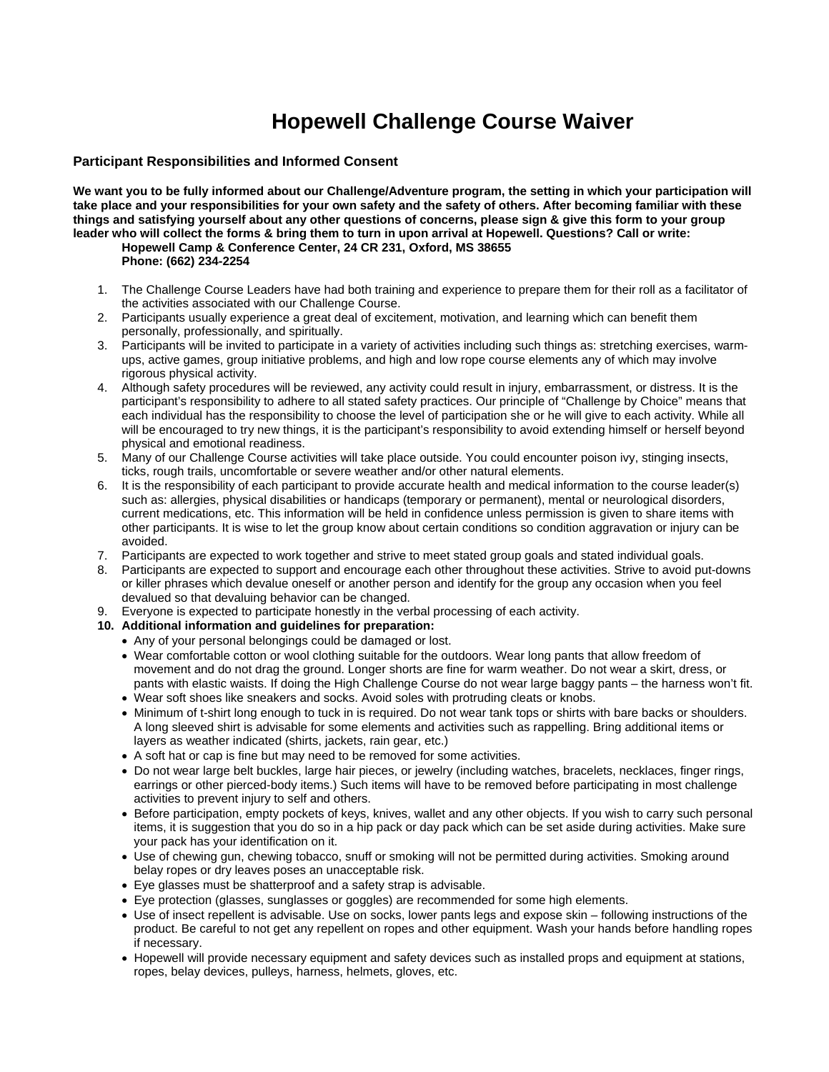# Hopewell Challenge Course Waiver

### Participant Responsibilities and Informed Consent

**We want you to be fully informed about our Challenge/Adventure program, the setting in which your participation will take place and your responsibilities for your own safety and the safety of others. After becoming familiar with these things and satisfying yourself about any other questions of concerns, please sign & give this form to your group leader who will collect the forms & bring them to turn in upon arrival at Hopewell. Questions? Call or write:**
**Hopewell Camp & Conference Center, 24 CR 231, Oxford, MS 38655**
**Phone: (662) 234-2254**

1. The Challenge Course Leaders have had both training and experience to prepare them for their roll as a facilitator of the activities associated with our Challenge Course.
2. Participants usually experience a great deal of excitement, motivation, and learning which can benefit them personally, professionally, and spiritually.
3. Participants will be invited to participate in a variety of activities including such things as: stretching exercises, warm-ups, active games, group initiative problems, and high and low rope course elements any of which may involve rigorous physical activity.
4. Although safety procedures will be reviewed, any activity could result in injury, embarrassment, or distress. It is the participant's responsibility to adhere to all stated safety practices. Our principle of "Challenge by Choice" means that each individual has the responsibility to choose the level of participation she or he will give to each activity. While all will be encouraged to try new things, it is the participant's responsibility to avoid extending himself or herself beyond physical and emotional readiness.
5. Many of our Challenge Course activities will take place outside. You could encounter poison ivy, stinging insects, ticks, rough trails, uncomfortable or severe weather and/or other natural elements.
6. It is the responsibility of each participant to provide accurate health and medical information to the course leader(s) such as: allergies, physical disabilities or handicaps (temporary or permanent), mental or neurological disorders, current medications, etc. This information will be held in confidence unless permission is given to share items with other participants. It is wise to let the group know about certain conditions so condition aggravation or injury can be avoided.
7. Participants are expected to work together and strive to meet stated group goals and stated individual goals.
8. Participants are expected to support and encourage each other throughout these activities. Strive to avoid put-downs or killer phrases which devalue oneself or another person and identify for the group any occasion when you feel devalued so that devaluing behavior can be changed.
9. Everyone is expected to participate honestly in the verbal processing of each activity.
10. **Additional information and guidelines for preparation:**
    - Any of your personal belongings could be damaged or lost.
    - Wear comfortable cotton or wool clothing suitable for the outdoors. Wear long pants that allow freedom of movement and do not drag the ground. Longer shorts are fine for warm weather. Do not wear a skirt, dress, or pants with elastic waists. If doing the High Challenge Course do not wear large baggy pants – the harness won't fit.
    - Wear soft shoes like sneakers and socks. Avoid soles with protruding cleats or knobs.
    - Minimum of t-shirt long enough to tuck in is required. Do not wear tank tops or shirts with bare backs or shoulders. A long sleeved shirt is advisable for some elements and activities such as rappelling. Bring additional items or layers as weather indicated (shirts, jackets, rain gear, etc.)
    - A soft hat or cap is fine but may need to be removed for some activities.
    - Do not wear large belt buckles, large hair pieces, or jewelry (including watches, bracelets, necklaces, finger rings, earrings or other pierced-body items.) Such items will have to be removed before participating in most challenge activities to prevent injury to self and others.
    - Before participation, empty pockets of keys, knives, wallet and any other objects. If you wish to carry such personal items, it is suggestion that you do so in a hip pack or day pack which can be set aside during activities. Make sure your pack has your identification on it.
    - Use of chewing gun, chewing tobacco, snuff or smoking will not be permitted during activities. Smoking around belay ropes or dry leaves poses an unacceptable risk.
    - Eye glasses must be shatterproof and a safety strap is advisable.
    - Eye protection (glasses, sunglasses or goggles) are recommended for some high elements.
    - Use of insect repellent is advisable. Use on socks, lower pants legs and expose skin – following instructions of the product. Be careful to not get any repellent on ropes and other equipment. Wash your hands before handling ropes if necessary.
    - Hopewell will provide necessary equipment and safety devices such as installed props and equipment at stations, ropes, belay devices, pulleys, harness, helmets, gloves, etc.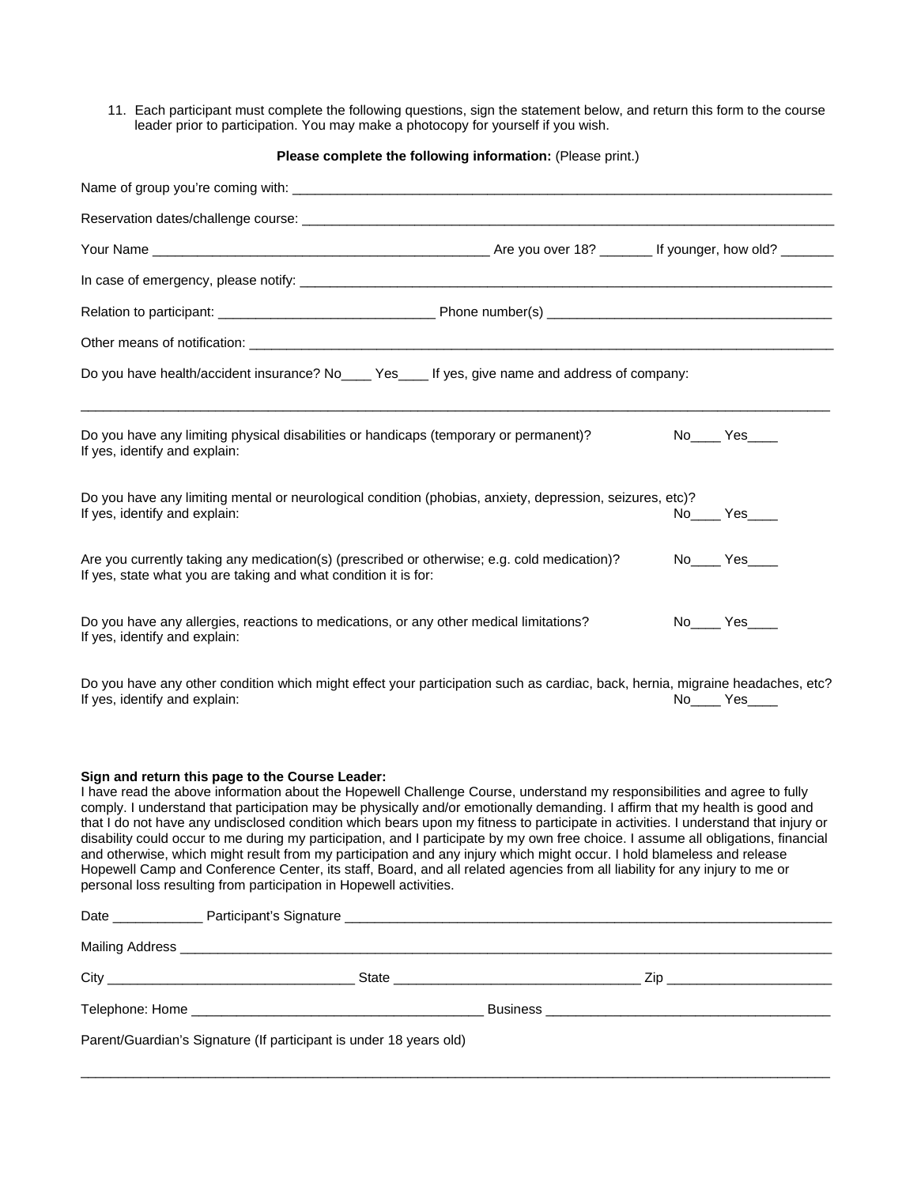11. Each participant must complete the following questions, sign the statement below, and return this form to the course leader prior to participation. You may make a photocopy for yourself if you wish.

**Please complete the following information:** (Please print.)

Name of group you're coming with: ___________________________________________________________________________

Reservation dates/challenge course: ___________________________________________________________________________

Your Name _____________________________________________ Are you over 18? _______ If younger, how old? _______

In case of emergency, please notify: ___________________________________________________________________________

Relation to participant: ____________________________ Phone number(s) ______________________________________

Other means of notification: ________________________________________________________________________________

Do you have health/accident insurance? No____ Yes____ If yes, give name and address of company:

_____________________________________________________________________________________________________

Do you have any limiting physical disabilities or handicaps (temporary or permanent)? No____ Yes____
If yes, identify and explain:

Do you have any limiting mental or neurological condition (phobias, anxiety, depression, seizures, etc)?
If yes, identify and explain: No____ Yes____

Are you currently taking any medication(s) (prescribed or otherwise; e.g. cold medication)? No____ Yes____
If yes, state what you are taking and what condition it is for:

Do you have any allergies, reactions to medications, or any other medical limitations? No____ Yes____
If yes, identify and explain:

Do you have any other condition which might effect your participation such as cardiac, back, hernia, migraine headaches, etc?
If yes, identify and explain: No____ Yes____

**Sign and return this page to the Course Leader:**
I have read the above information about the Hopewell Challenge Course, understand my responsibilities and agree to fully comply. I understand that participation may be physically and/or emotionally demanding. I affirm that my health is good and that I do not have any undisclosed condition which bears upon my fitness to participate in activities. I understand that injury or disability could occur to me during my participation, and I participate by my own free choice. I assume all obligations, financial and otherwise, which might result from my participation and any injury which might occur. I hold blameless and release Hopewell Camp and Conference Center, its staff, Board, and all related agencies from all liability for any injury to me or personal loss resulting from participation in Hopewell activities.

Date ____________ Participant's Signature ____________________________________________________________________

Mailing Address _________________________________________________________________________________________

City _________________________________ State _________________________________ Zip ______________________

Telephone: Home _______________________________________ Business ______________________________________

Parent/Guardian's Signature (If participant is under 18 years old)

_____________________________________________________________________________________________________